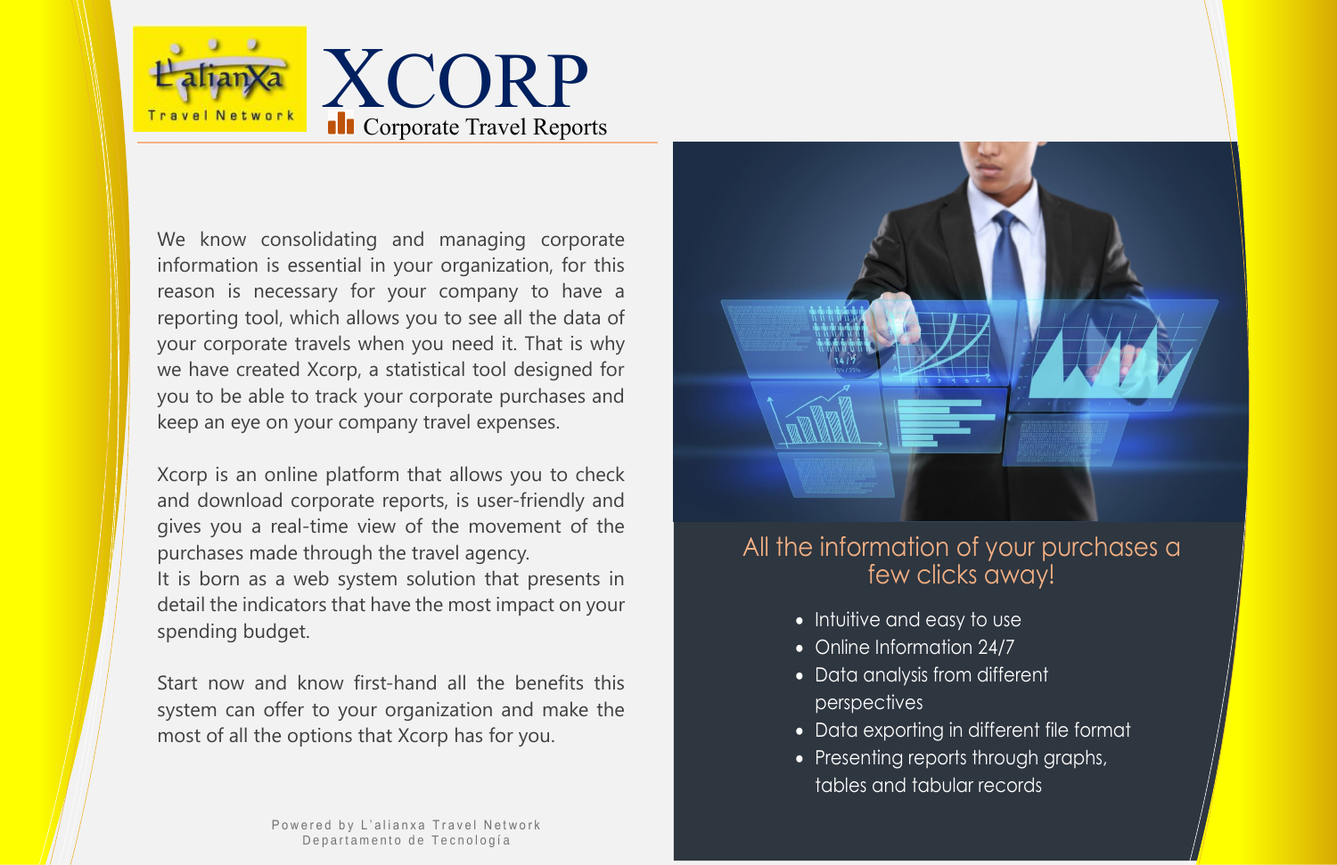L'alianXa Travel Network

# XCORP

## Corporate Travel Reports

We know consolidating and managing corporate information is essential in your organization, for this reason is necessary for your company to have a reporting tool, which allows you to see all the data of your corporate travels when you need it. That is why we have created Xcorp, a statistical tool designed for you to be able to track your corporate purchases and keep an eye on your company travel expenses.

Xcorp is an online platform that allows you to check and download corporate reports, is user-friendly and gives you a real-time view of the movement of the purchases made through the travel agency.
It is born as a web system solution that presents in detail the indicators that have the most impact on your spending budget.

Start now and know first-hand all the benefits this system can offer to your organization and make the most of all the options that Xcorp has for you.

### All the information of your purchases a few clicks away!

- Intuitive and easy to use
- Online Information 24/7
- Data analysis from different perspectives
- Data exporting in different file format
- Presenting reports through graphs, tables and tabular records

Powered by L'alianxa Travel Network
Departamento de Tecnología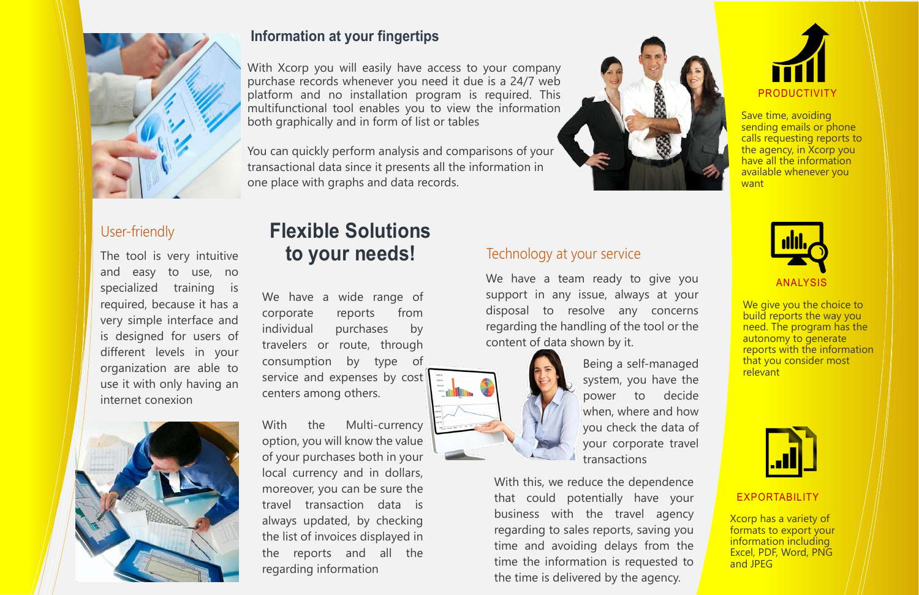## Information at your fingertips

With Xcorp you will easily have access to your company purchase records whenever you need it due is a 24/7 web platform and no installation program is required. This multifunctional tool enables you to view the information both graphically and in form of list or tables

You can quickly perform analysis and comparisons of your transactional data since it presents all the information in one place with graphs and data records.

### User-friendly

The tool is very intuitive and easy to use, no specialized training is required, because it has a very simple interface and is designed for users of different levels in your organization are able to use it with only having an internet conexion

## Flexible Solutions to your needs!

We have a wide range of corporate reports from individual purchases by travelers or route, through consumption by type of service and expenses by cost centers among others.

With the Multi-currency option, you will know the value of your purchases both in your local currency and in dollars, moreover, you can be sure the travel transaction data is always updated, by checking the list of invoices displayed in the reports and all the regarding information

### Technology at your service

We have a team ready to give you support in any issue, always at your disposal to resolve any concerns regarding the handling of the tool or the content of data shown by it.

Being a self-managed system, you have the power to decide when, where and how you check the data of your corporate travel transactions

With this, we reduce the dependence that could potentially have your business with the travel agency regarding to sales reports, saving you time and avoiding delays from the time the information is requested to the time is delivered by the agency.

### PRODUCTIVITY

Save time, avoiding sending emails or phone calls requesting reports to the agency, in Xcorp you have all the information available whenever you want

### ANALYSIS

We give you the choice to build reports the way you need. The program has the autonomy to generate reports with the information that you consider most relevant

### EXPORTABILITY

Xcorp has a variety of formats to export your information including Excel, PDF, Word, PNG and JPEG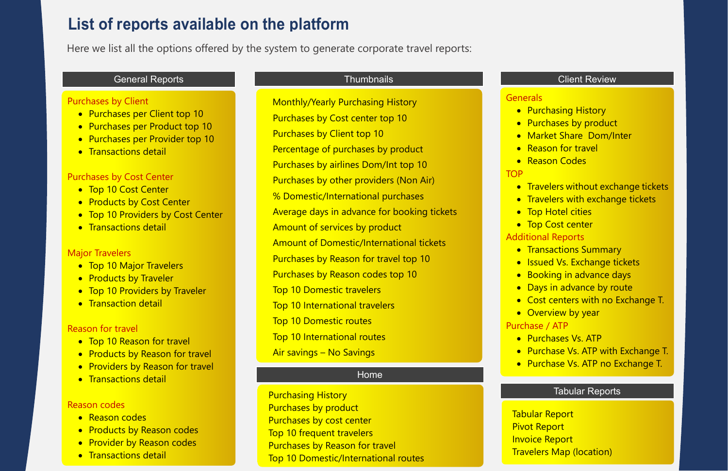# List of reports available on the platform

Here we list all the options offered by the system to generate corporate travel reports:

## General Reports

**Purchases by Client**

- Purchases per Client top 10
- Purchases per Product top 10
- Purchases per Provider top 10
- Transactions detail

**Purchases by Cost Center**

- Top 10 Cost Center
- Products by Cost Center
- Top 10 Providers by Cost Center
- Transactions detail

**Major Travelers**

- Top 10 Major Travelers
- Products by Traveler
- Top 10 Providers by Traveler
- Transaction detail

**Reason for travel**

- Top 10 Reason for travel
- Products by Reason for travel
- Providers by Reason for travel
- Transactions detail

**Reason codes**

- Reason codes
- Products by Reason codes
- Provider by Reason codes
- Transactions detail

## Thumbnails

Monthly/Yearly Purchasing History
Purchases by Cost center top 10
Purchases by Client top 10
Percentage of purchases by product
Purchases by airlines Dom/Int top 10
Purchases by other providers (Non Air)
% Domestic/International purchases
Average days in advance for booking tickets
Amount of services by product
Amount of Domestic/International tickets
Purchases by Reason for travel top 10
Purchases by Reason codes top 10
Top 10 Domestic travelers
Top 10 International travelers
Top 10 Domestic routes
Top 10 International routes
Air savings – No Savings

## Home

Purchasing History
Purchases by product
Purchases by cost center
Top 10 frequent travelers
Purchases by Reason for travel
Top 10 Domestic/International routes

## Client Review

**Generals**

- Purchasing History
- Purchases by product
- Market Share Dom/Inter
- Reason for travel
- Reason Codes

**TOP**

- Travelers without exchange tickets
- Travelers with exchange tickets
- Top Hotel cities
- Top Cost center

**Additional Reports**

- Transactions Summary
- Issued Vs. Exchange tickets
- Booking in advance days
- Days in advance by route
- Cost centers with no Exchange T.
- Overview by year

**Purchase / ATP**

- Purchases Vs. ATP
- Purchase Vs. ATP with Exchange T.
- Purchase Vs. ATP no Exchange T.

## Tabular Reports

Tabular Report
Pivot Report
Invoice Report
Travelers Map (location)